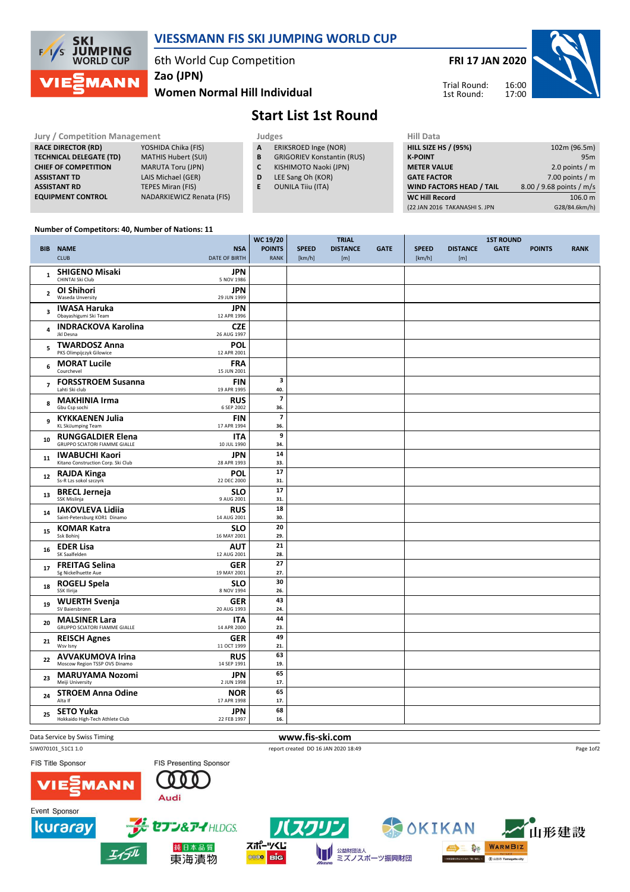# VIESSMANN FIS SKI JUMPING WORLD CUP

6th World Cup Competition
Zao (JPN)
**Women Normal Hill Individual**

**FRI 17 JAN 2020**

Trial Round: 16:00
1st Round: 17:00

## Start List 1st Round

| Jury / Competition Management | |
|---|---|
| RACE DIRECTOR (RD) | YOSHIDA Chika (FIS) |
| TECHNICAL DELEGATE (TD) | MATHIS Hubert (SUI) |
| CHIEF OF COMPETITION | MARUTA Toru (JPN) |
| ASSISTANT TD | LAIS Michael (GER) |
| ASSISTANT RD | TEPES Miran (FIS) |
| EQUIPMENT CONTROL | NADARKIEWICZ Renata (FIS) |

| Judges | |
|---|---|
| A | ERIKSROED Inge (NOR) |
| B | GRIGORIEV Konstantin (RUS) |
| C | KISHIMOTO Naoki (JPN) |
| D | LEE Sang Oh (KOR) |
| E | OUNILA Tiiu (ITA) |

| Hill Data | |
|---|---|
| HILL SIZE HS / (95%) | 102m (96.5m) |
| K-POINT | 95m |
| METER VALUE | 2.0 points / m |
| GATE FACTOR | 7.00 points / m |
| WIND FACTORS HEAD / TAIL | 8.00 / 9.68 points / m/s |
| WC Hill Record | 106.0 m |
| (22 JAN 2016 TAKANASHI S. JPN | G28/84.6km/h) |

Number of Competitors: 40, Number of Nations: 11

| BIB | NAME / CLUB | NSA / DATE OF BIRTH | WC 19/20 POINTS / RANK | TRIAL SPEED [km/h] | TRIAL DISTANCE [m] | TRIAL GATE | 1ST ROUND SPEED [km/h] | 1ST ROUND DISTANCE [m] | 1ST ROUND GATE | 1ST ROUND POINTS | 1ST ROUND RANK |
|---|---|---|---|---|---|---|---|---|---|---|---|
| 1 | **SHIGENO Misaki** CHINTAI Ski Club | JPN 5 NOV 1986 | | | | | | | | | |
| 2 | **OI Shihori** Waseda Unversity | JPN 29 JUN 1999 | | | | | | | | | |
| 3 | **IWASA Haruka** Obayashigumi Ski Team | JPN 12 APR 1996 | | | | | | | | | |
| 4 | **INDRACKOVA Karolina** Jkl Desna | CZE 26 AUG 1997 | | | | | | | | | |
| 5 | **TWARDOSZ Anna** PKS Olimpijczyk Gilowice | POL 12 APR 2001 | | | | | | | | | |
| 6 | **MORAT Lucile** Courchevel | FRA 15 JUN 2001 | | | | | | | | | |
| 7 | **FORSSTROEM Susanna** Lahti Ski club | FIN 19 APR 1995 | 3 / 40. | | | | | | | | |
| 8 | **MAKHINIA Irma** Gbu Csp sochi | RUS 6 SEP 2002 | 7 / 36. | | | | | | | | |
| 9 | **KYKKAENEN Julia** KL SkiJumping Team | FIN 17 APR 1994 | 7 / 36. | | | | | | | | |
| 10 | **RUNGGALDIER Elena** GRUPPO SCIATORI FIAMME GIALLE | ITA 10 JUL 1990 | 9 / 34. | | | | | | | | |
| 11 | **IWABUCHI Kaori** Kitano Construction Corp. Ski Club | JPN 28 APR 1993 | 14 / 33. | | | | | | | | |
| 12 | **RAJDA Kinga** Ss-R Lzs sokol szczyrk | POL 22 DEC 2000 | 17 / 31. | | | | | | | | |
| 13 | **BRECL Jerneja** SSK Mislinja | SLO 9 AUG 2001 | 17 / 31. | | | | | | | | |
| 14 | **IAKOVLEVA Lidiia** Saint-Petersburg KOR1 Dinamo | RUS 14 AUG 2001 | 18 / 30. | | | | | | | | |
| 15 | **KOMAR Katra** Ssk Bohinj | SLO 16 MAY 2001 | 20 / 29. | | | | | | | | |
| 16 | **EDER Lisa** SK Saalfelden | AUT 12 AUG 2001 | 21 / 28. | | | | | | | | |
| 17 | **FREITAG Selina** Sg Nickelhuette Aue | GER 19 MAY 2001 | 27 / 27. | | | | | | | | |
| 18 | **ROGELJ Spela** SSK Ilirija | SLO 8 NOV 1994 | 30 / 26. | | | | | | | | |
| 19 | **WUERTH Svenja** SV Baiersbronn | GER 20 AUG 1993 | 43 / 24. | | | | | | | | |
| 20 | **MALSINER Lara** GRUPPO SCIATORI FIAMME GIALLE | ITA 14 APR 2000 | 44 / 23. | | | | | | | | |
| 21 | **REISCH Agnes** Wsv Isny | GER 11 OCT 1999 | 49 / 21. | | | | | | | | |
| 22 | **AVVAKUMOVA Irina** Moscow Region TSSP OVS Dinamo | RUS 14 SEP 1991 | 63 / 19. | | | | | | | | |
| 23 | **MARUYAMA Nozomi** Meiji University | JPN 2 JUN 1998 | 65 / 17. | | | | | | | | |
| 24 | **STROEM Anna Odine** Alta If | NOR 17 APR 1998 | 65 / 17. | | | | | | | | |
| 25 | **SETO Yuka** Hokkaido High-Tech Athlete Club | JPN 22 FEB 1997 | 68 / 16. | | | | | | | | |

Data Service by Swiss Timing

www.fis-ski.com

SJW070101_51C1 1.0 report created DO 16 JAN 2020 18:49

FIS Title Sponsor: VIESSMANN
FIS Presenting Sponsor: Audi
Event Sponsor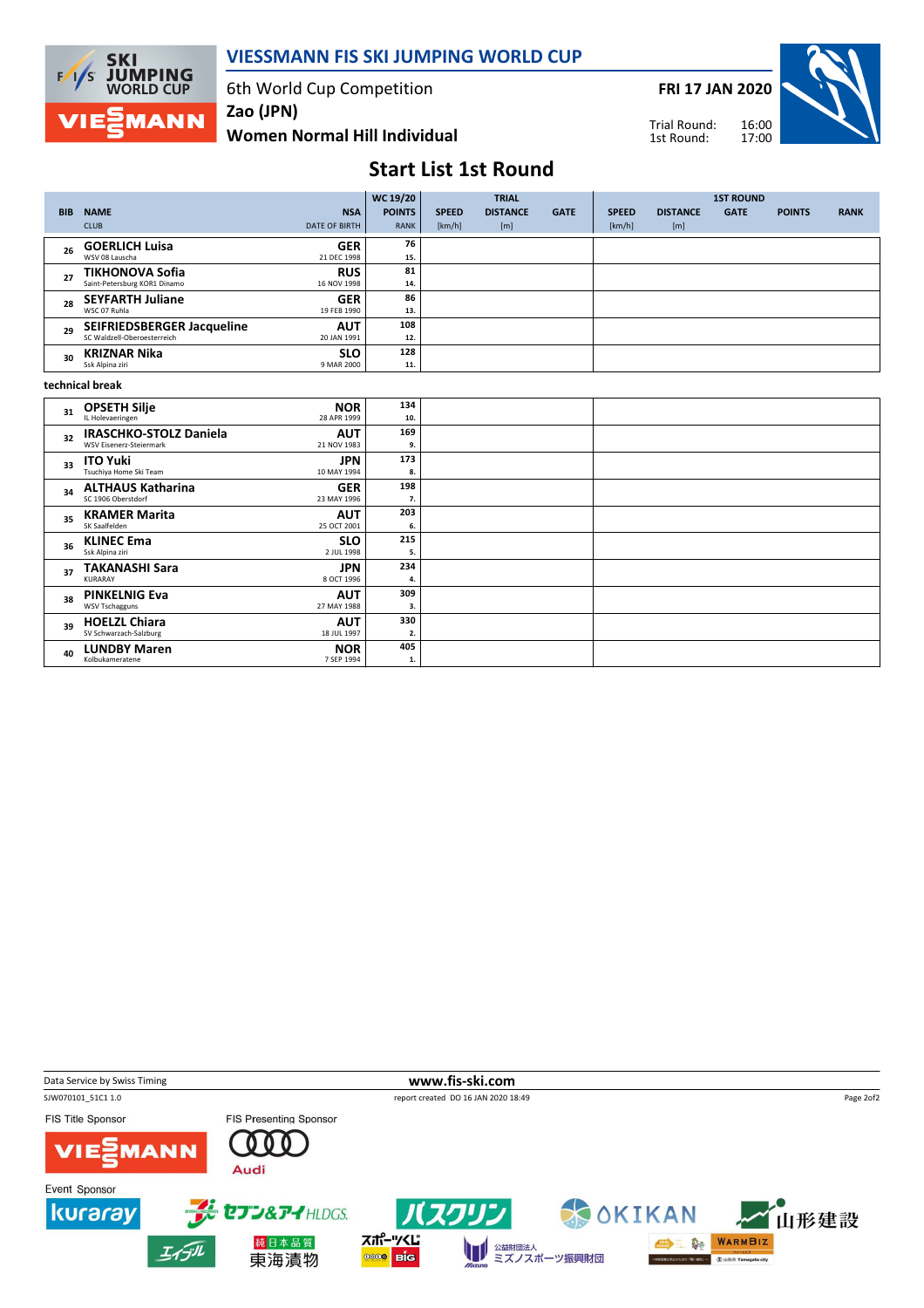# VIESSMANN FIS SKI JUMPING WORLD CUP

6th World Cup Competition
Zao (JPN)
Women Normal Hill Individual

FRI 17 JAN 2020

Trial Round: 16:00
1st Round: 17:00

## Start List 1st Round

| BIB | NAME / CLUB | NSA / DATE OF BIRTH | WC 19/20 POINTS / RANK | TRIAL SPEED [km/h] | TRIAL DISTANCE [m] | TRIAL GATE | 1ST ROUND SPEED [km/h] | 1ST ROUND DISTANCE [m] | 1ST ROUND GATE | POINTS | RANK |
|---|---|---|---|---|---|---|---|---|---|---|---|
| 26 | **GOERLICH Luisa** WSV 08 Lauscha | **GER** 21 DEC 1998 | 76 15. | | | | | | | | |
| 27 | **TIKHONOVA Sofia** Saint-Petersburg KOR1 Dinamo | **RUS** 16 NOV 1998 | 81 14. | | | | | | | | |
| 28 | **SEYFARTH Juliane** WSC 07 Ruhla | **GER** 19 FEB 1990 | 86 13. | | | | | | | | |
| 29 | **SEIFRIEDSBERGER Jacqueline** SC Waldzell-Oberoesterreich | **AUT** 20 JAN 1991 | 108 12. | | | | | | | | |
| 30 | **KRIZNAR Nika** Ssk Alpina ziri | **SLO** 9 MAR 2000 | 128 11. | | | | | | | | |
| | technical break | | | | | | | | | | |
| 31 | **OPSETH Silje** IL Holevaeringen | **NOR** 28 APR 1999 | 134 10. | | | | | | | | |
| 32 | **IRASCHKO-STOLZ Daniela** WSV Eisenerz-Steiermark | **AUT** 21 NOV 1983 | 169 9. | | | | | | | | |
| 33 | **ITO Yuki** Tsuchiya Home Ski Team | **JPN** 10 MAY 1994 | 173 8. | | | | | | | | |
| 34 | **ALTHAUS Katharina** SC 1906 Oberstdorf | **GER** 23 MAY 1996 | 198 7. | | | | | | | | |
| 35 | **KRAMER Marita** SK Saalfelden | **AUT** 25 OCT 2001 | 203 6. | | | | | | | | |
| 36 | **KLINEC Ema** Ssk Alpina ziri | **SLO** 2 JUL 1998 | 215 5. | | | | | | | | |
| 37 | **TAKANASHI Sara** KURARAY | **JPN** 8 OCT 1996 | 234 4. | | | | | | | | |
| 38 | **PINKELNIG Eva** WSV Tschagguns | **AUT** 27 MAY 1988 | 309 3. | | | | | | | | |
| 39 | **HOELZL Chiara** SV Schwarzach-Salzburg | **AUT** 18 JUL 1997 | 330 2. | | | | | | | | |
| 40 | **LUNDBY Maren** Kolbukameratene | **NOR** 7 SEP 1994 | 405 1. | | | | | | | | |

Data Service by Swiss Timing
www.fis-ski.com
SJW070101_51C1 1.0
report created DO 16 JAN 2020 18:49

FIS Title Sponsor
FIS Presenting Sponsor
Event Sponsor